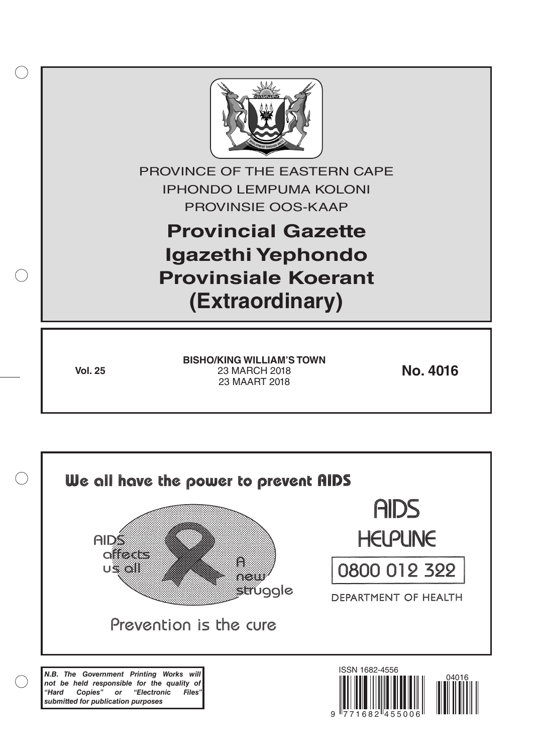PROVINCE OF THE EASTERN CAPE

IPHONDO LEMPUMA KOLONI

PROVINSIE OOS-KAAP

# Provincial Gazette
# Igazethi Yephondo
# Provinsiale Koerant
# (Extraordinary)

**Vol. 25**

**BISHO/KING WILLIAM'S TOWN**
23 MARCH 2018
23 MAART 2018

**No. 4016**

We all have the power to prevent AIDS

AIDS affects us all

A new struggle

Prevention is the cure

AIDS HELPLINE

0800 012 322

DEPARTMENT OF HEALTH

***N.B. The Government Printing Works will not be held responsible for the quality of "Hard Copies" or "Electronic Files" submitted for publication purposes***

ISSN 1682-4556

9 771682 455006

04016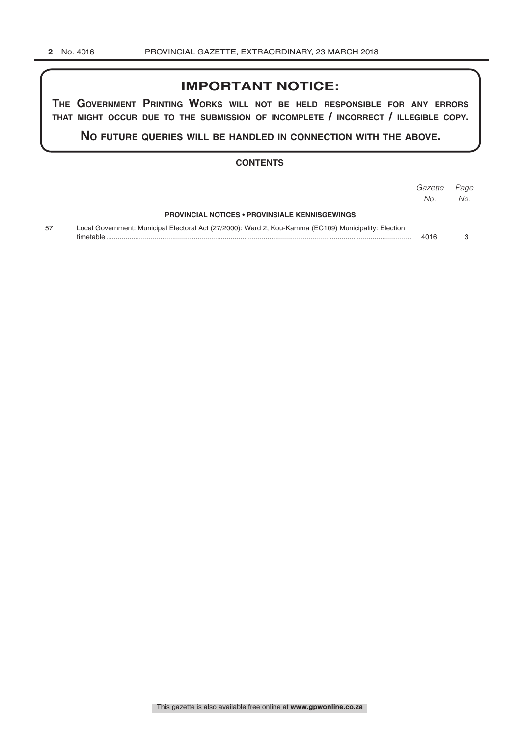# IMPORTANT NOTICE:

**THE GOVERNMENT PRINTING WORKS WILL NOT BE HELD RESPONSIBLE FOR ANY ERRORS THAT MIGHT OCCUR DUE TO THE SUBMISSION OF INCOMPLETE / INCORRECT / ILLEGIBLE COPY.**

**NO FUTURE QUERIES WILL BE HANDLED IN CONNECTION WITH THE ABOVE.**

## CONTENTS

| | | *Gazette No.* | *Page No.* |
|---|---|---|---|
| | **PROVINCIAL NOTICES • PROVINSIALE KENNISGEWINGS** | | |
| 57 | Local Government: Municipal Electoral Act (27/2000): Ward 2, Kou-Kamma (EC109) Municipality: Election timetable | 4016 | 3 |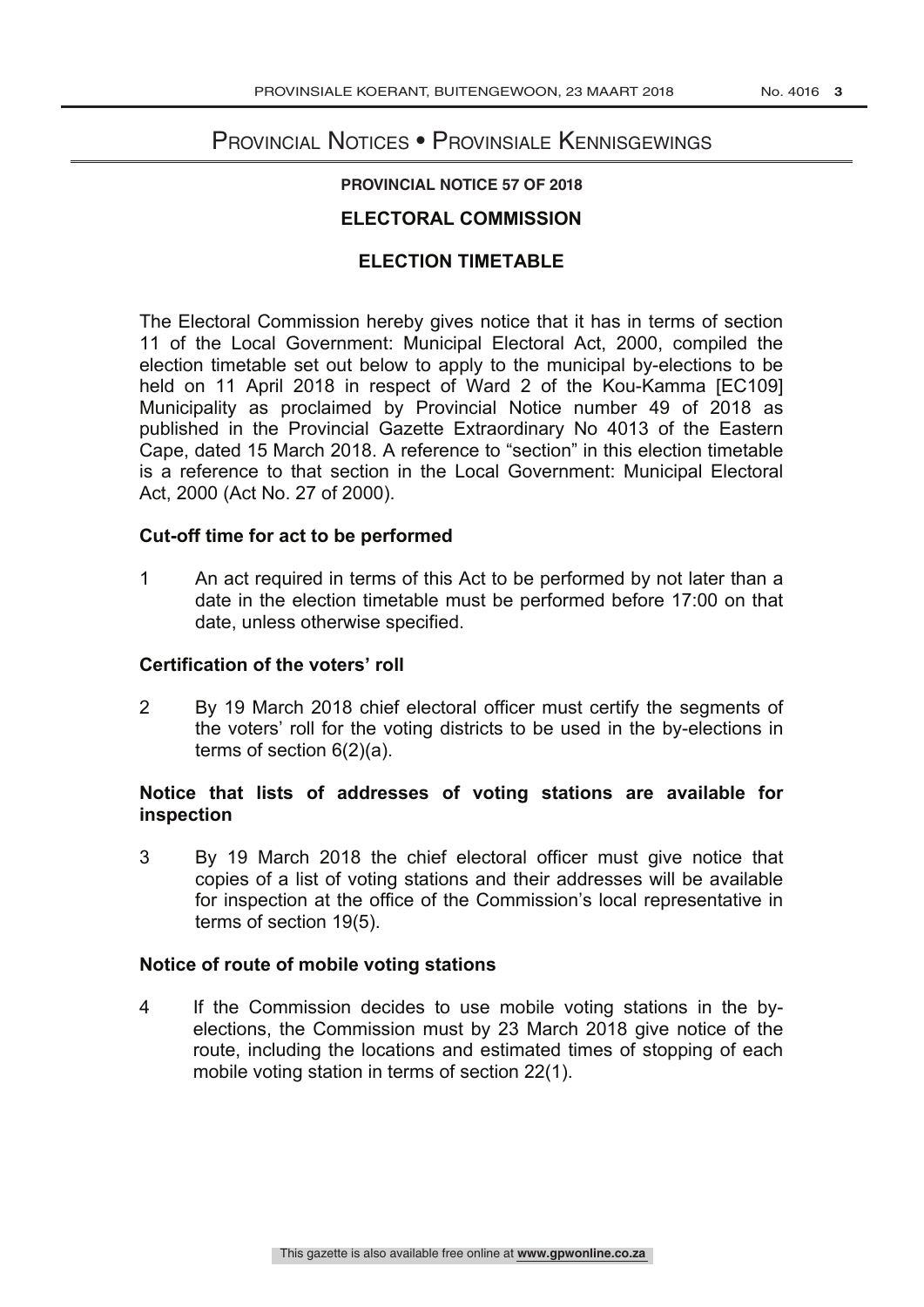# Provincial Notices • Provinsiale Kennisgewings

**PROVINCIAL NOTICE 57 OF 2018**

## ELECTORAL COMMISSION

## ELECTION TIMETABLE

The Electoral Commission hereby gives notice that it has in terms of section 11 of the Local Government: Municipal Electoral Act, 2000, compiled the election timetable set out below to apply to the municipal by-elections to be held on 11 April 2018 in respect of Ward 2 of the Kou-Kamma [EC109] Municipality as proclaimed by Provincial Notice number 49 of 2018 as published in the Provincial Gazette Extraordinary No 4013 of the Eastern Cape, dated 15 March 2018. A reference to "section" in this election timetable is a reference to that section in the Local Government: Municipal Electoral Act, 2000 (Act No. 27 of 2000).

**Cut-off time for act to be performed**

1 An act required in terms of this Act to be performed by not later than a date in the election timetable must be performed before 17:00 on that date, unless otherwise specified.

**Certification of the voters' roll**

2 By 19 March 2018 chief electoral officer must certify the segments of the voters' roll for the voting districts to be used in the by-elections in terms of section 6(2)(a).

**Notice that lists of addresses of voting stations are available for inspection**

3 By 19 March 2018 the chief electoral officer must give notice that copies of a list of voting stations and their addresses will be available for inspection at the office of the Commission's local representative in terms of section 19(5).

**Notice of route of mobile voting stations**

4 If the Commission decides to use mobile voting stations in the by-elections, the Commission must by 23 March 2018 give notice of the route, including the locations and estimated times of stopping of each mobile voting station in terms of section 22(1).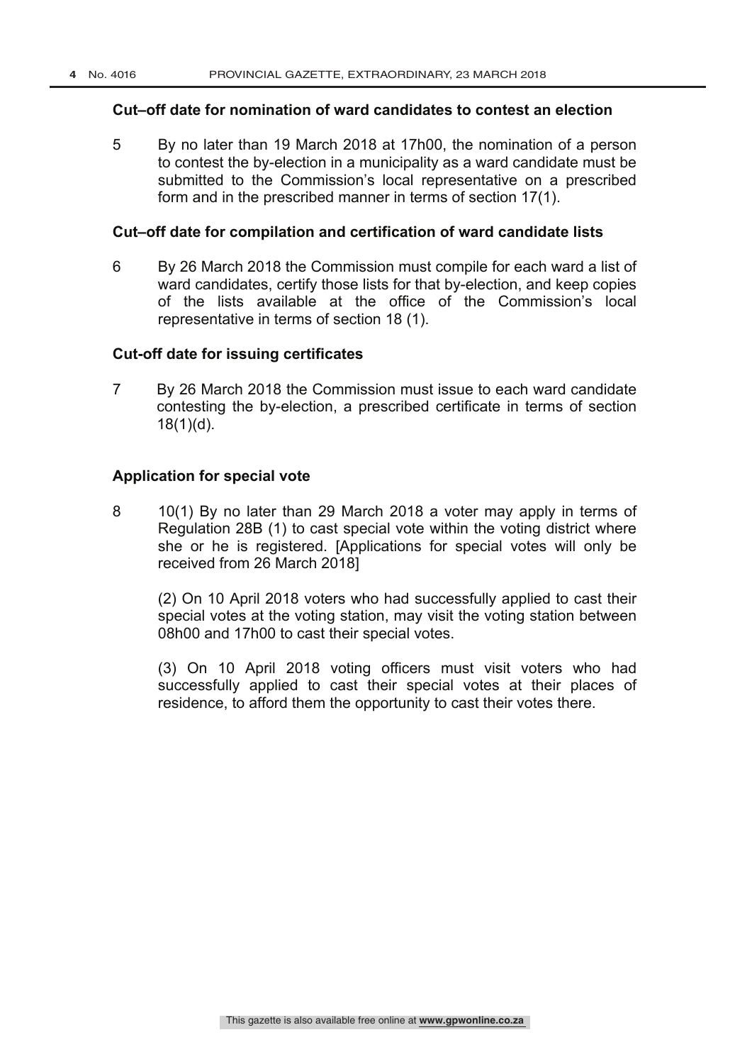**Cut–off date for nomination of ward candidates to contest an election**

5 By no later than 19 March 2018 at 17h00, the nomination of a person to contest the by-election in a municipality as a ward candidate must be submitted to the Commission's local representative on a prescribed form and in the prescribed manner in terms of section 17(1).

**Cut–off date for compilation and certification of ward candidate lists**

6 By 26 March 2018 the Commission must compile for each ward a list of ward candidates, certify those lists for that by-election, and keep copies of the lists available at the office of the Commission's local representative in terms of section 18 (1).

**Cut-off date for issuing certificates**

7 By 26 March 2018 the Commission must issue to each ward candidate contesting the by-election, a prescribed certificate in terms of section 18(1)(d).

**Application for special vote**

8 10(1) By no later than 29 March 2018 a voter may apply in terms of Regulation 28B (1) to cast special vote within the voting district where she or he is registered. [Applications for special votes will only be received from 26 March 2018]

(2) On 10 April 2018 voters who had successfully applied to cast their special votes at the voting station, may visit the voting station between 08h00 and 17h00 to cast their special votes.

(3) On 10 April 2018 voting officers must visit voters who had successfully applied to cast their special votes at their places of residence, to afford them the opportunity to cast their votes there.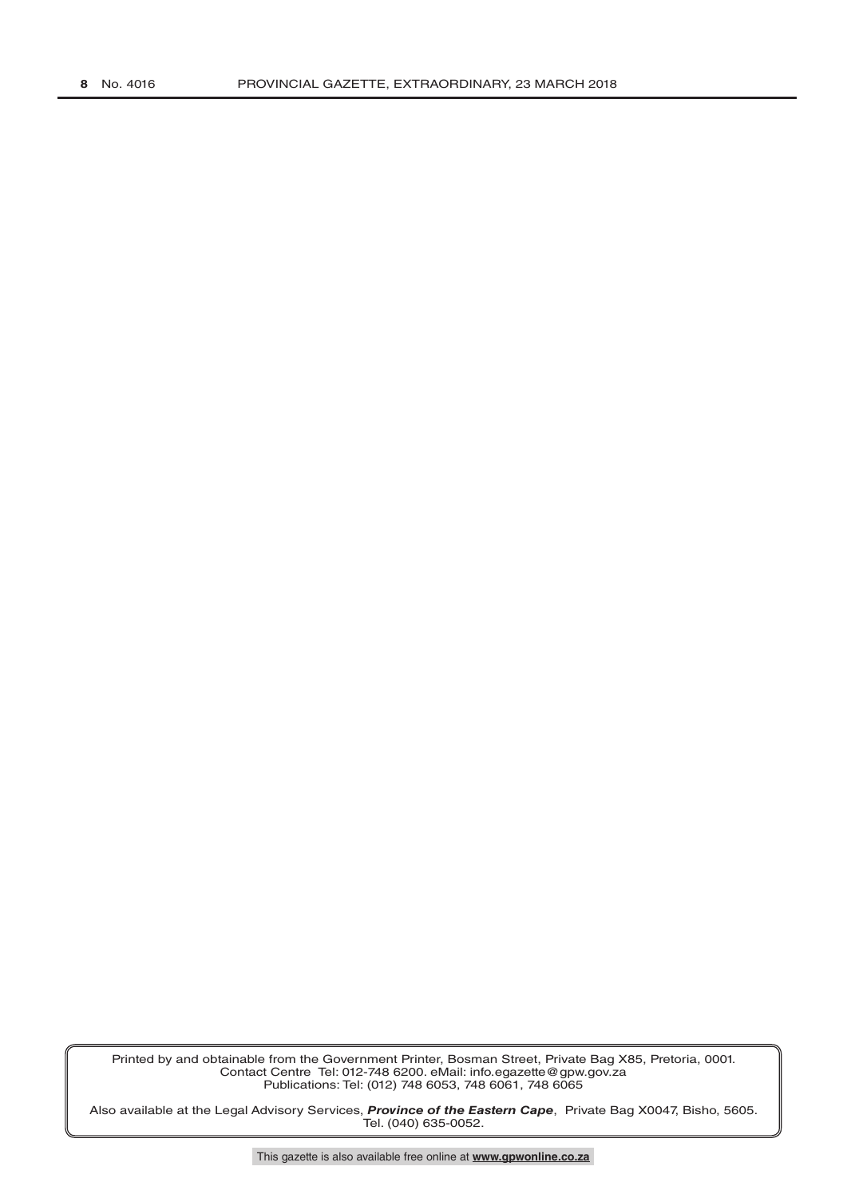Printed by and obtainable from the Government Printer, Bosman Street, Private Bag X85, Pretoria, 0001.
Contact Centre Tel: 012-748 6200. eMail: info.egazette@gpw.gov.za
Publications: Tel: (012) 748 6053, 748 6061, 748 6065

Also available at the Legal Advisory Services, ***Province of the Eastern Cape***, Private Bag X0047, Bisho, 5605.
Tel. (040) 635-0052.

This gazette is also available free online at **www.gpwonline.co.za**